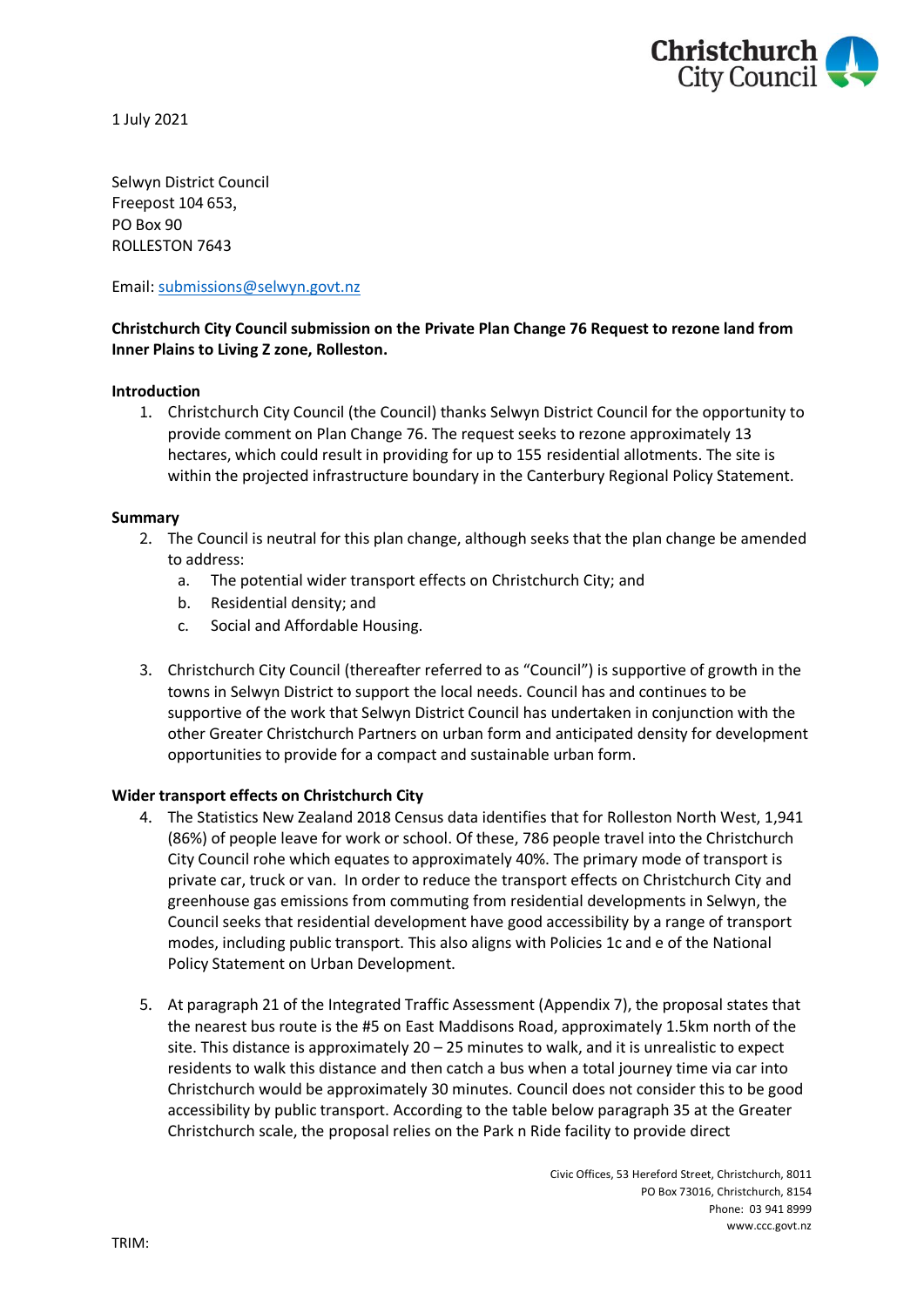Christchurch City Council

1 July 2021

Selwyn District Council
Freepost 104 653,
PO Box 90
ROLLESTON 7643

Email: submissions@selwyn.govt.nz

**Christchurch City Council submission on the Private Plan Change 76 Request to rezone land from Inner Plains to Living Z zone, Rolleston.**

**Introduction**

1. Christchurch City Council (the Council) thanks Selwyn District Council for the opportunity to provide comment on Plan Change 76. The request seeks to rezone approximately 13 hectares, which could result in providing for up to 155 residential allotments. The site is within the projected infrastructure boundary in the Canterbury Regional Policy Statement.

**Summary**

2. The Council is neutral for this plan change, although seeks that the plan change be amended to address:
   a. The potential wider transport effects on Christchurch City; and
   b. Residential density; and
   c. Social and Affordable Housing.

3. Christchurch City Council (thereafter referred to as "Council") is supportive of growth in the towns in Selwyn District to support the local needs. Council has and continues to be supportive of the work that Selwyn District Council has undertaken in conjunction with the other Greater Christchurch Partners on urban form and anticipated density for development opportunities to provide for a compact and sustainable urban form.

**Wider transport effects on Christchurch City**

4. The Statistics New Zealand 2018 Census data identifies that for Rolleston North West, 1,941 (86%) of people leave for work or school. Of these, 786 people travel into the Christchurch City Council rohe which equates to approximately 40%. The primary mode of transport is private car, truck or van. In order to reduce the transport effects on Christchurch City and greenhouse gas emissions from commuting from residential developments in Selwyn, the Council seeks that residential development have good accessibility by a range of transport modes, including public transport. This also aligns with Policies 1c and e of the National Policy Statement on Urban Development.

5. At paragraph 21 of the Integrated Traffic Assessment (Appendix 7), the proposal states that the nearest bus route is the #5 on East Maddisons Road, approximately 1.5km north of the site. This distance is approximately 20 – 25 minutes to walk, and it is unrealistic to expect residents to walk this distance and then catch a bus when a total journey time via car into Christchurch would be approximately 30 minutes. Council does not consider this to be good accessibility by public transport. According to the table below paragraph 35 at the Greater Christchurch scale, the proposal relies on the Park n Ride facility to provide direct

Civic Offices, 53 Hereford Street, Christchurch, 8011
PO Box 73016, Christchurch, 8154
Phone: 03 941 8999
www.ccc.govt.nz

TRIM: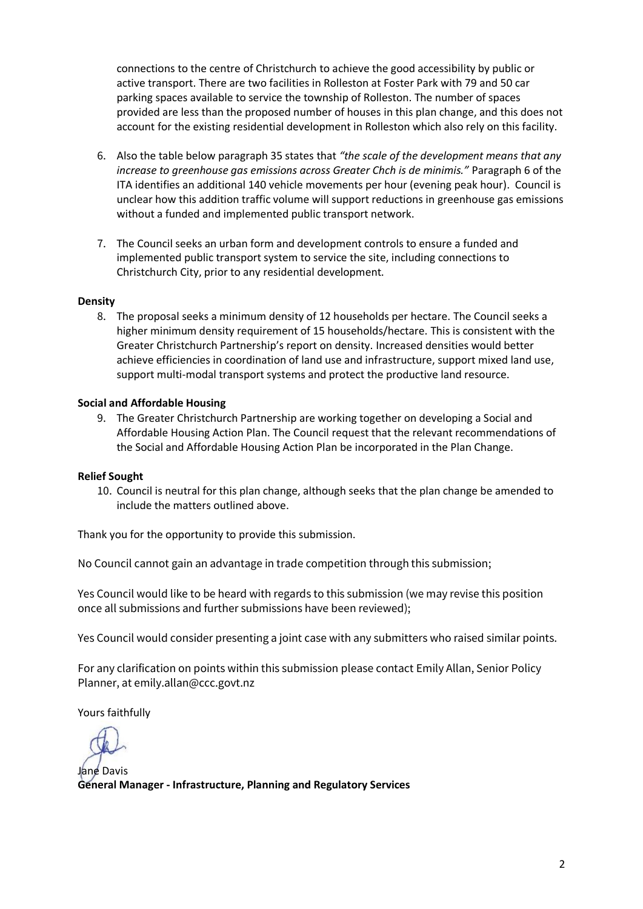connections to the centre of Christchurch to achieve the good accessibility by public or active transport. There are two facilities in Rolleston at Foster Park with 79 and 50 car parking spaces available to service the township of Rolleston. The number of spaces provided are less than the proposed number of houses in this plan change, and this does not account for the existing residential development in Rolleston which also rely on this facility.

6. Also the table below paragraph 35 states that *"the scale of the development means that any increase to greenhouse gas emissions across Greater Chch is de minimis."* Paragraph 6 of the ITA identifies an additional 140 vehicle movements per hour (evening peak hour). Council is unclear how this addition traffic volume will support reductions in greenhouse gas emissions without a funded and implemented public transport network.

7. The Council seeks an urban form and development controls to ensure a funded and implemented public transport system to service the site, including connections to Christchurch City, prior to any residential development.

**Density**

8. The proposal seeks a minimum density of 12 households per hectare. The Council seeks a higher minimum density requirement of 15 households/hectare. This is consistent with the Greater Christchurch Partnership's report on density. Increased densities would better achieve efficiencies in coordination of land use and infrastructure, support mixed land use, support multi-modal transport systems and protect the productive land resource.

**Social and Affordable Housing**

9. The Greater Christchurch Partnership are working together on developing a Social and Affordable Housing Action Plan. The Council request that the relevant recommendations of the Social and Affordable Housing Action Plan be incorporated in the Plan Change.

**Relief Sought**

10. Council is neutral for this plan change, although seeks that the plan change be amended to include the matters outlined above.

Thank you for the opportunity to provide this submission.

No Council cannot gain an advantage in trade competition through this submission;

Yes Council would like to be heard with regards to this submission (we may revise this position once all submissions and further submissions have been reviewed);

Yes Council would consider presenting a joint case with any submitters who raised similar points.

For any clarification on points within this submission please contact Emily Allan, Senior Policy Planner, at emily.allan@ccc.govt.nz

Yours faithfully

Jane Davis
**General Manager - Infrastructure, Planning and Regulatory Services**